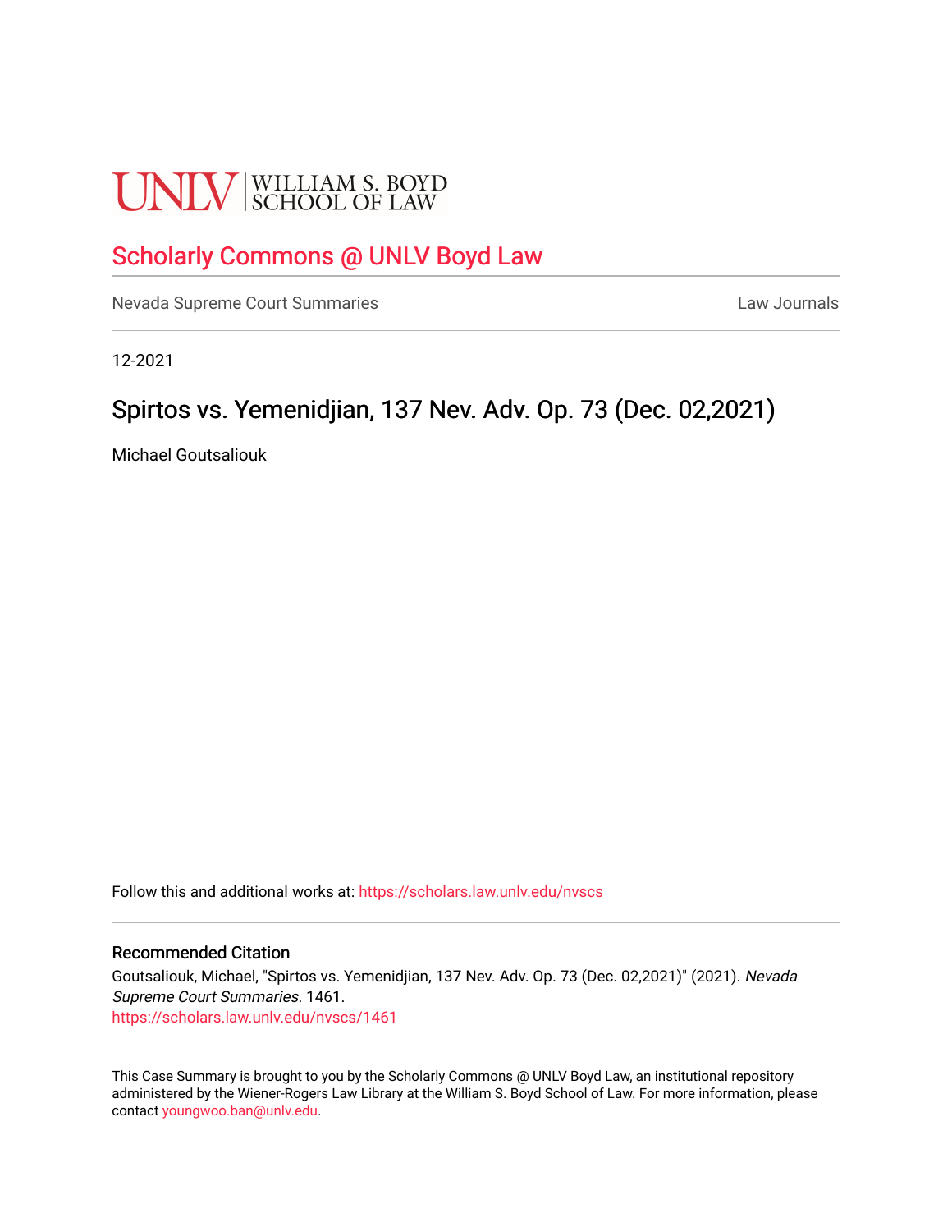UNLV | WILLIAM S. BOYD SCHOOL OF LAW

Scholarly Commons @ UNLV Boyd Law

Nevada Supreme Court Summaries | Law Journals

12-2021

# Spirtos vs. Yemenidjian, 137 Nev. Adv. Op. 73 (Dec. 02,2021)

Michael Goutsaliouk

Follow this and additional works at: https://scholars.law.unlv.edu/nvscs

### Recommended Citation

Goutsaliouk, Michael, "Spirtos vs. Yemenidjian, 137 Nev. Adv. Op. 73 (Dec. 02,2021)" (2021). *Nevada Supreme Court Summaries*. 1461.
https://scholars.law.unlv.edu/nvscs/1461

This Case Summary is brought to you by the Scholarly Commons @ UNLV Boyd Law, an institutional repository administered by the Wiener-Rogers Law Library at the William S. Boyd School of Law. For more information, please contact youngwoo.ban@unlv.edu.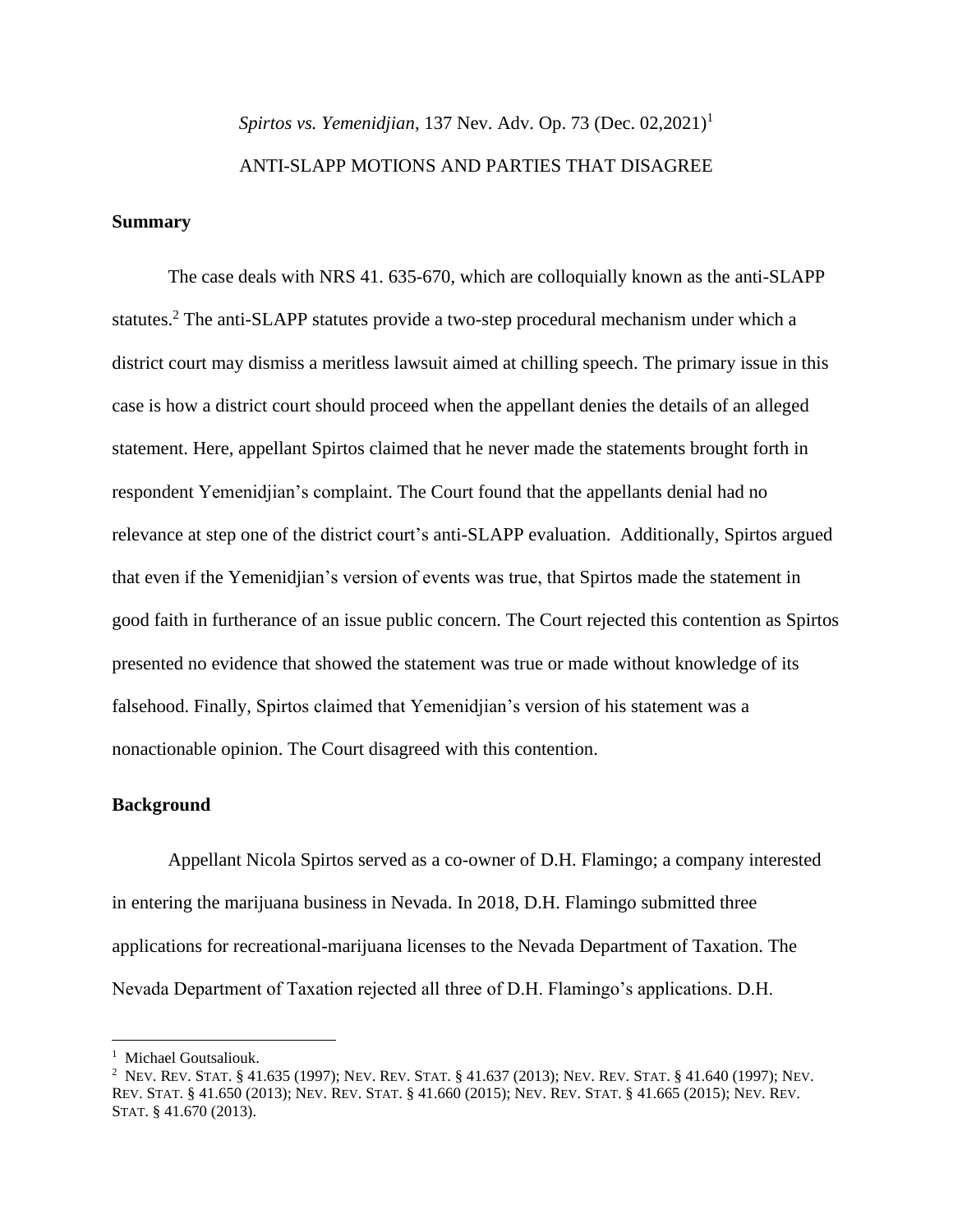*Spirtos vs. Yemenidjian*, 137 Nev. Adv. Op. 73 (Dec. 02,2021)[1]

ANTI-SLAPP MOTIONS AND PARTIES THAT DISAGREE

**Summary**

The case deals with NRS 41. 635-670, which are colloquially known as the anti-SLAPP statutes.[2] The anti-SLAPP statutes provide a two-step procedural mechanism under which a district court may dismiss a meritless lawsuit aimed at chilling speech. The primary issue in this case is how a district court should proceed when the appellant denies the details of an alleged statement. Here, appellant Spirtos claimed that he never made the statements brought forth in respondent Yemenidjian's complaint. The Court found that the appellants denial had no relevance at step one of the district court's anti-SLAPP evaluation. Additionally, Spirtos argued that even if the Yemenidjian's version of events was true, that Spirtos made the statement in good faith in furtherance of an issue public concern. The Court rejected this contention as Spirtos presented no evidence that showed the statement was true or made without knowledge of its falsehood. Finally, Spirtos claimed that Yemenidjian's version of his statement was a nonactionable opinion. The Court disagreed with this contention.

**Background**

Appellant Nicola Spirtos served as a co-owner of D.H. Flamingo; a company interested in entering the marijuana business in Nevada. In 2018, D.H. Flamingo submitted three applications for recreational-marijuana licenses to the Nevada Department of Taxation. The Nevada Department of Taxation rejected all three of D.H. Flamingo's applications. D.H.

---

[1] Michael Goutsaliouk.

[2] NEV. REV. STAT. § 41.635 (1997); NEV. REV. STAT. § 41.637 (2013); NEV. REV. STAT. § 41.640 (1997); NEV. REV. STAT. § 41.650 (2013); NEV. REV. STAT. § 41.660 (2015); NEV. REV. STAT. § 41.665 (2015); NEV. REV. STAT. § 41.670 (2013).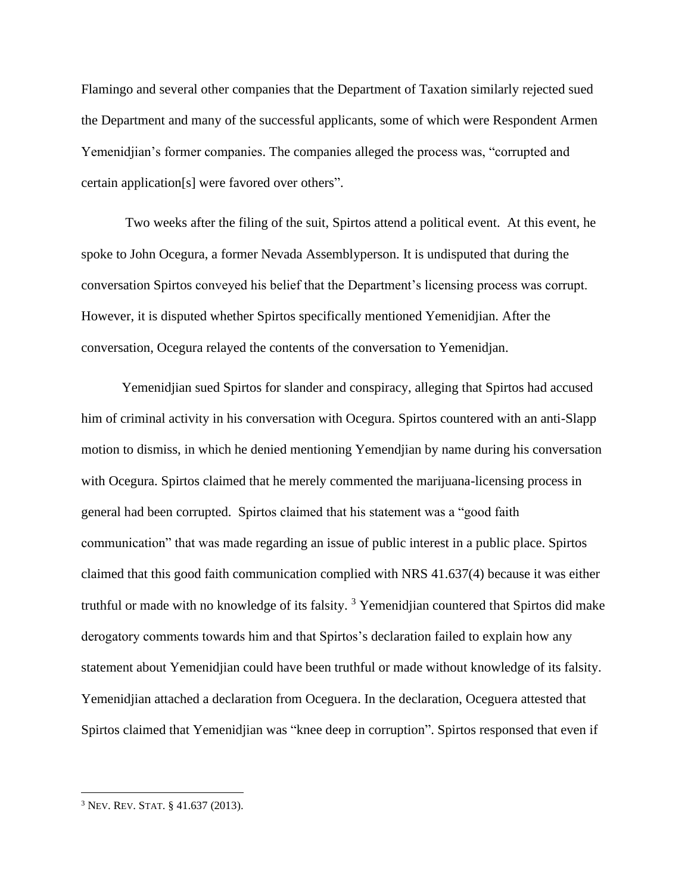Flamingo and several other companies that the Department of Taxation similarly rejected sued the Department and many of the successful applicants, some of which were Respondent Armen Yemenidjian's former companies. The companies alleged the process was, "corrupted and certain application[s] were favored over others".

Two weeks after the filing of the suit, Spirtos attend a political event. At this event, he spoke to John Ocegura, a former Nevada Assemblyperson. It is undisputed that during the conversation Spirtos conveyed his belief that the Department's licensing process was corrupt. However, it is disputed whether Spirtos specifically mentioned Yemenidjian. After the conversation, Ocegura relayed the contents of the conversation to Yemenidjan.

Yemenidjian sued Spirtos for slander and conspiracy, alleging that Spirtos had accused him of criminal activity in his conversation with Ocegura. Spirtos countered with an anti-Slapp motion to dismiss, in which he denied mentioning Yemendjian by name during his conversation with Ocegura. Spirtos claimed that he merely commented the marijuana-licensing process in general had been corrupted. Spirtos claimed that his statement was a "good faith communication" that was made regarding an issue of public interest in a public place. Spirtos claimed that this good faith communication complied with NRS 41.637(4) because it was either truthful or made with no knowledge of its falsity. [3] Yemenidjian countered that Spirtos did make derogatory comments towards him and that Spirtos's declaration failed to explain how any statement about Yemenidjian could have been truthful or made without knowledge of its falsity. Yemenidjian attached a declaration from Oceguera. In the declaration, Oceguera attested that Spirtos claimed that Yemenidjian was "knee deep in corruption". Spirtos responsed that even if

---

[3] NEV. REV. STAT. § 41.637 (2013).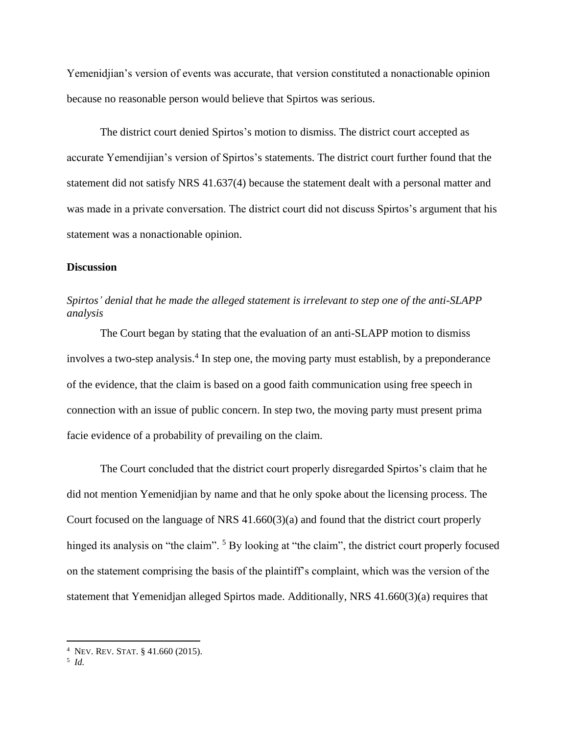Yemenidjian's version of events was accurate, that version constituted a nonactionable opinion because no reasonable person would believe that Spirtos was serious.

The district court denied Spirtos's motion to dismiss. The district court accepted as accurate Yemendijian's version of Spirtos's statements. The district court further found that the statement did not satisfy NRS 41.637(4) because the statement dealt with a personal matter and was made in a private conversation. The district court did not discuss Spirtos's argument that his statement was a nonactionable opinion.

**Discussion**

*Spirtos' denial that he made the alleged statement is irrelevant to step one of the anti-SLAPP analysis*

The Court began by stating that the evaluation of an anti-SLAPP motion to dismiss involves a two-step analysis.[4] In step one, the moving party must establish, by a preponderance of the evidence, that the claim is based on a good faith communication using free speech in connection with an issue of public concern. In step two, the moving party must present prima facie evidence of a probability of prevailing on the claim.

The Court concluded that the district court properly disregarded Spirtos's claim that he did not mention Yemenidjian by name and that he only spoke about the licensing process. The Court focused on the language of NRS 41.660(3)(a) and found that the district court properly hinged its analysis on "the claim". [5] By looking at "the claim", the district court properly focused on the statement comprising the basis of the plaintiff's complaint, which was the version of the statement that Yemenidjan alleged Spirtos made. Additionally, NRS 41.660(3)(a) requires that

---

[4] NEV. REV. STAT. § 41.660 (2015).

[5] *Id.*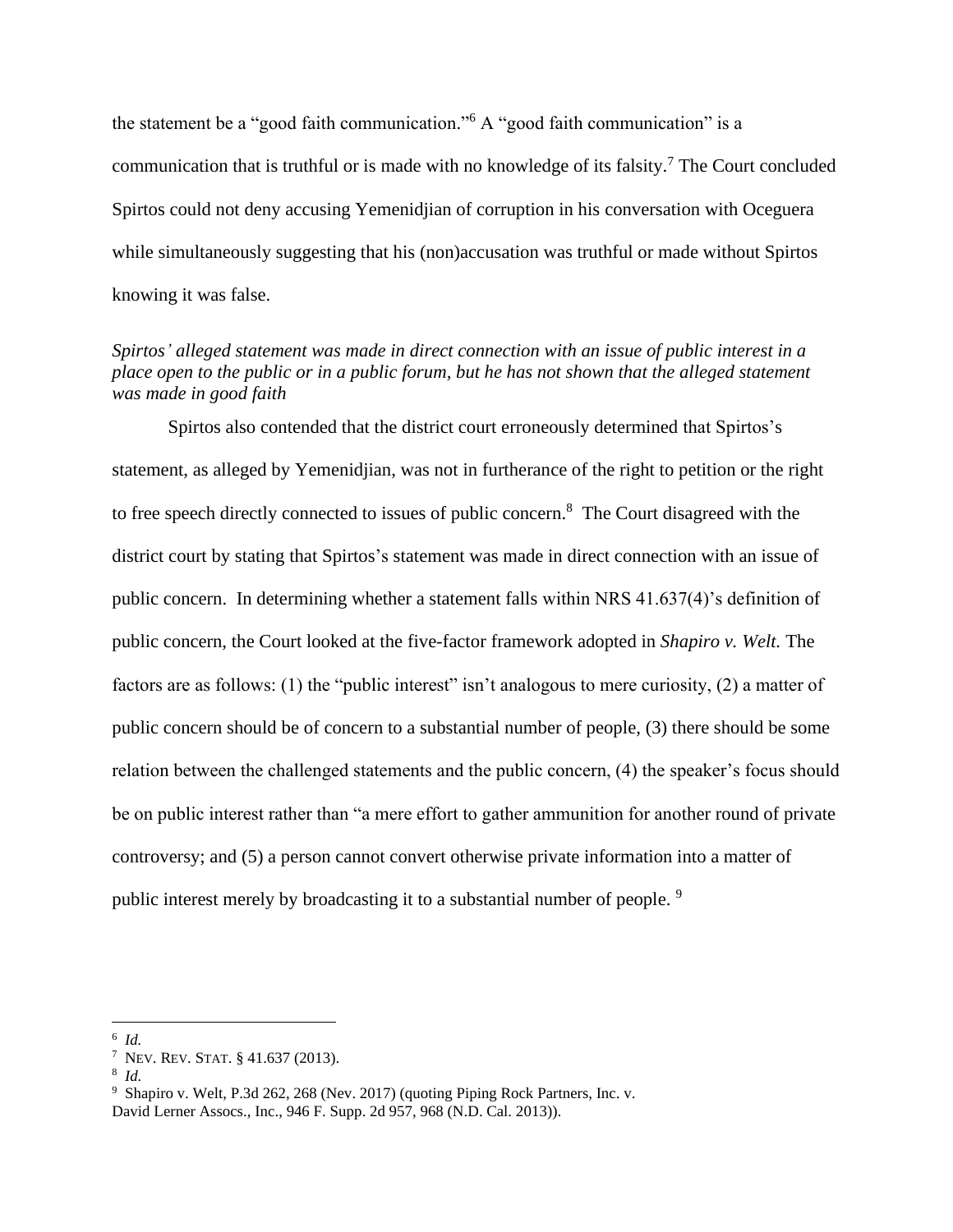the statement be a "good faith communication."[6] A "good faith communication" is a communication that is truthful or is made with no knowledge of its falsity.[7] The Court concluded Spirtos could not deny accusing Yemenidjian of corruption in his conversation with Oceguera while simultaneously suggesting that his (non)accusation was truthful or made without Spirtos knowing it was false.

*Spirtos' alleged statement was made in direct connection with an issue of public interest in a place open to the public or in a public forum, but he has not shown that the alleged statement was made in good faith*

Spirtos also contended that the district court erroneously determined that Spirtos's statement, as alleged by Yemenidjian, was not in furtherance of the right to petition or the right to free speech directly connected to issues of public concern.[8] The Court disagreed with the district court by stating that Spirtos's statement was made in direct connection with an issue of public concern. In determining whether a statement falls within NRS 41.637(4)'s definition of public concern, the Court looked at the five-factor framework adopted in *Shapiro v. Welt.* The factors are as follows: (1) the "public interest" isn't analogous to mere curiosity, (2) a matter of public concern should be of concern to a substantial number of people, (3) there should be some relation between the challenged statements and the public concern, (4) the speaker's focus should be on public interest rather than "a mere effort to gather ammunition for another round of private controversy; and (5) a person cannot convert otherwise private information into a matter of public interest merely by broadcasting it to a substantial number of people. [9]

---

[6] *Id.*

[7] NEV. REV. STAT. § 41.637 (2013).

[8] *Id.*

[9] Shapiro v. Welt, P.3d 262, 268 (Nev. 2017) (quoting Piping Rock Partners, Inc. v. David Lerner Assocs., Inc., 946 F. Supp. 2d 957, 968 (N.D. Cal. 2013)).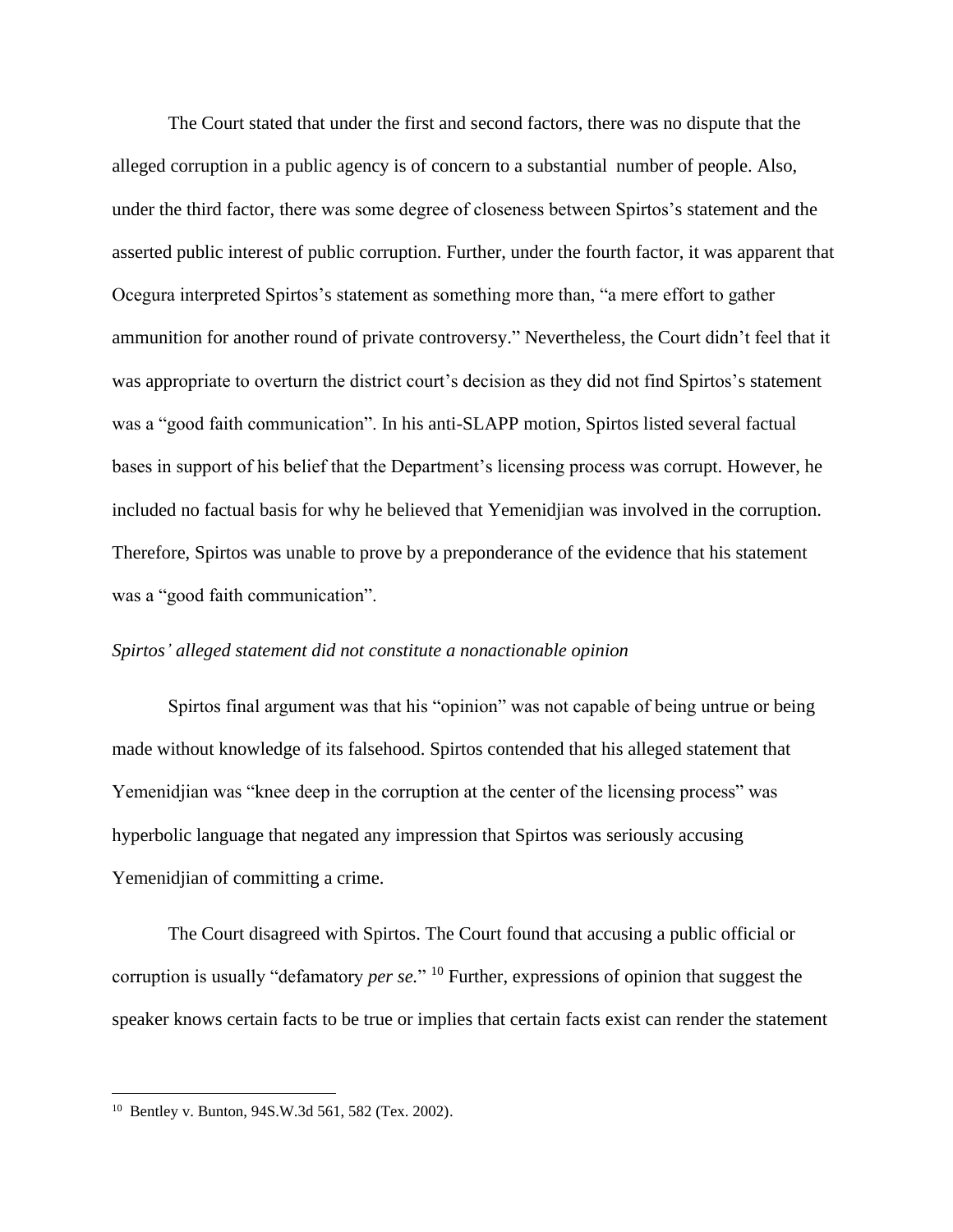The Court stated that under the first and second factors, there was no dispute that the alleged corruption in a public agency is of concern to a substantial number of people. Also, under the third factor, there was some degree of closeness between Spirtos's statement and the asserted public interest of public corruption. Further, under the fourth factor, it was apparent that Ocegura interpreted Spirtos's statement as something more than, "a mere effort to gather ammunition for another round of private controversy." Nevertheless, the Court didn't feel that it was appropriate to overturn the district court's decision as they did not find Spirtos's statement was a "good faith communication". In his anti-SLAPP motion, Spirtos listed several factual bases in support of his belief that the Department's licensing process was corrupt. However, he included no factual basis for why he believed that Yemenidjian was involved in the corruption. Therefore, Spirtos was unable to prove by a preponderance of the evidence that his statement was a "good faith communication".

*Spirtos' alleged statement did not constitute a nonactionable opinion*

Spirtos final argument was that his "opinion" was not capable of being untrue or being made without knowledge of its falsehood. Spirtos contended that his alleged statement that Yemenidjian was "knee deep in the corruption at the center of the licensing process" was hyperbolic language that negated any impression that Spirtos was seriously accusing Yemenidjian of committing a crime.

The Court disagreed with Spirtos. The Court found that accusing a public official or corruption is usually "defamatory *per se.*" [10] Further, expressions of opinion that suggest the speaker knows certain facts to be true or implies that certain facts exist can render the statement

[10] Bentley v. Bunton, 94S.W.3d 561, 582 (Tex. 2002).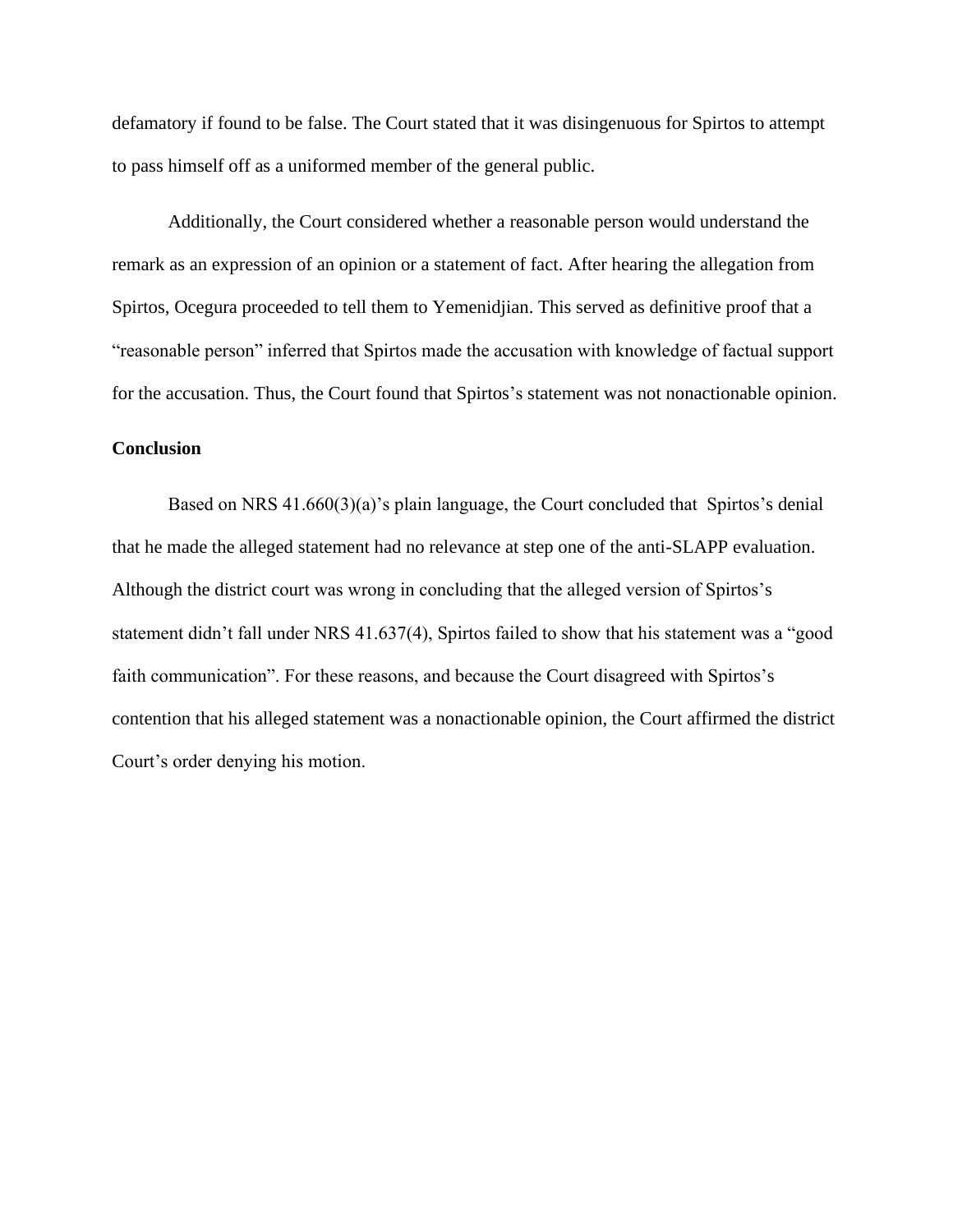defamatory if found to be false. The Court stated that it was disingenuous for Spirtos to attempt to pass himself off as a uniformed member of the general public.

Additionally, the Court considered whether a reasonable person would understand the remark as an expression of an opinion or a statement of fact. After hearing the allegation from Spirtos, Ocegura proceeded to tell them to Yemenidjian. This served as definitive proof that a "reasonable person" inferred that Spirtos made the accusation with knowledge of factual support for the accusation. Thus, the Court found that Spirtos's statement was not nonactionable opinion.

**Conclusion**

Based on NRS 41.660(3)(a)'s plain language, the Court concluded that Spirtos's denial that he made the alleged statement had no relevance at step one of the anti-SLAPP evaluation. Although the district court was wrong in concluding that the alleged version of Spirtos's statement didn't fall under NRS 41.637(4), Spirtos failed to show that his statement was a "good faith communication". For these reasons, and because the Court disagreed with Spirtos's contention that his alleged statement was a nonactionable opinion, the Court affirmed the district Court's order denying his motion.